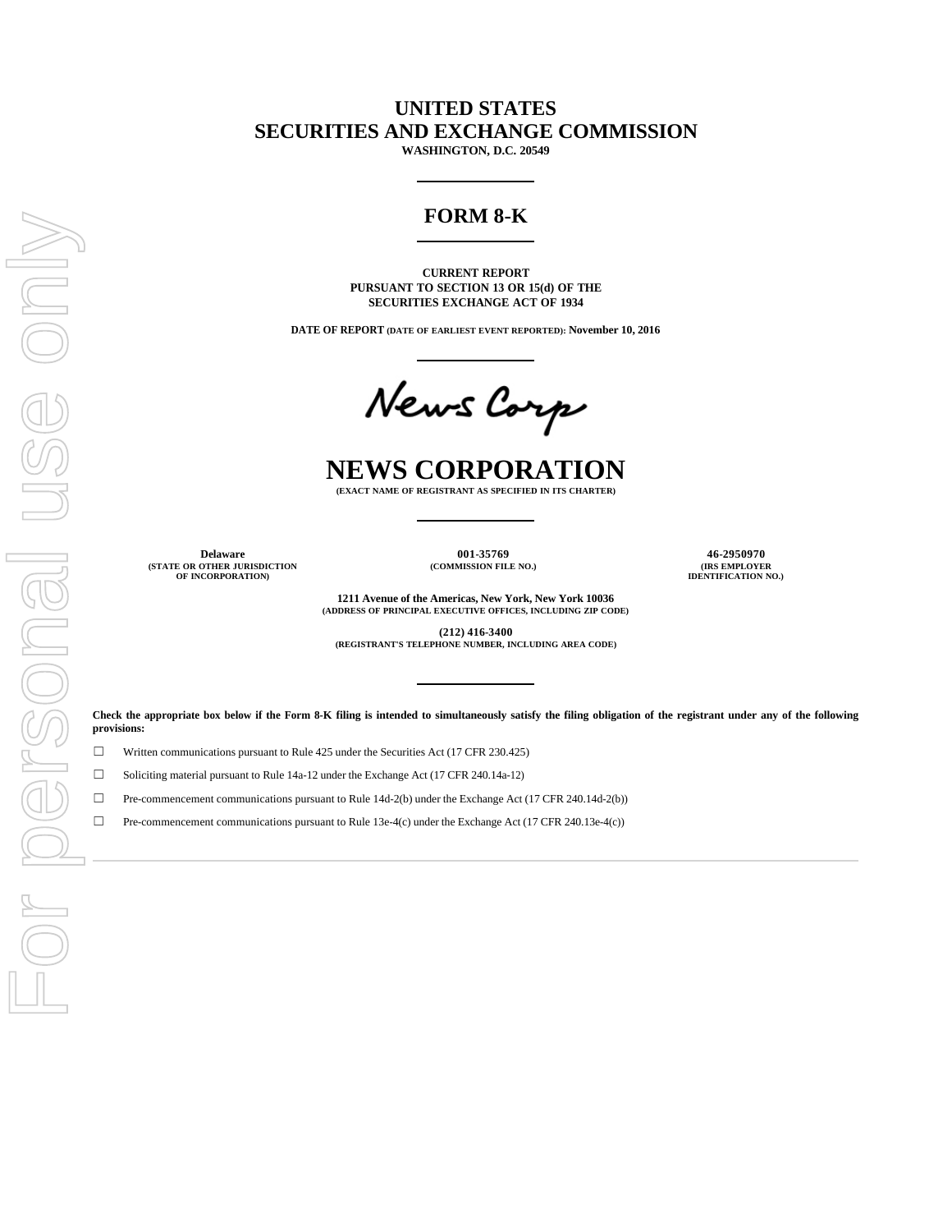# UNITED STATES
# SECURITIES AND EXCHANGE COMMISSION

**WASHINGTON, D.C. 20549**

## FORM 8-K

**CURRENT REPORT**
**PURSUANT TO SECTION 13 OR 15(d) OF THE**
**SECURITIES EXCHANGE ACT OF 1934**

**DATE OF REPORT (DATE OF EARLIEST EVENT REPORTED): November 10, 2016**

News Corp

# NEWS CORPORATION

**(EXACT NAME OF REGISTRANT AS SPECIFIED IN ITS CHARTER)**

| Delaware | 001-35769 | 46-2950970 |
|---|---|---|
| (STATE OR OTHER JURISDICTION OF INCORPORATION) | (COMMISSION FILE NO.) | (IRS EMPLOYER IDENTIFICATION NO.) |

**1211 Avenue of the Americas, New York, New York 10036**
**(ADDRESS OF PRINCIPAL EXECUTIVE OFFICES, INCLUDING ZIP CODE)**

**(212) 416-3400**
**(REGISTRANT'S TELEPHONE NUMBER, INCLUDING AREA CODE)**

**Check the appropriate box below if the Form 8-K filing is intended to simultaneously satisfy the filing obligation of the registrant under any of the following provisions:**

☐ Written communications pursuant to Rule 425 under the Securities Act (17 CFR 230.425)

☐ Soliciting material pursuant to Rule 14a-12 under the Exchange Act (17 CFR 240.14a-12)

☐ Pre-commencement communications pursuant to Rule 14d-2(b) under the Exchange Act (17 CFR 240.14d-2(b))

☐ Pre-commencement communications pursuant to Rule 13e-4(c) under the Exchange Act (17 CFR 240.13e-4(c))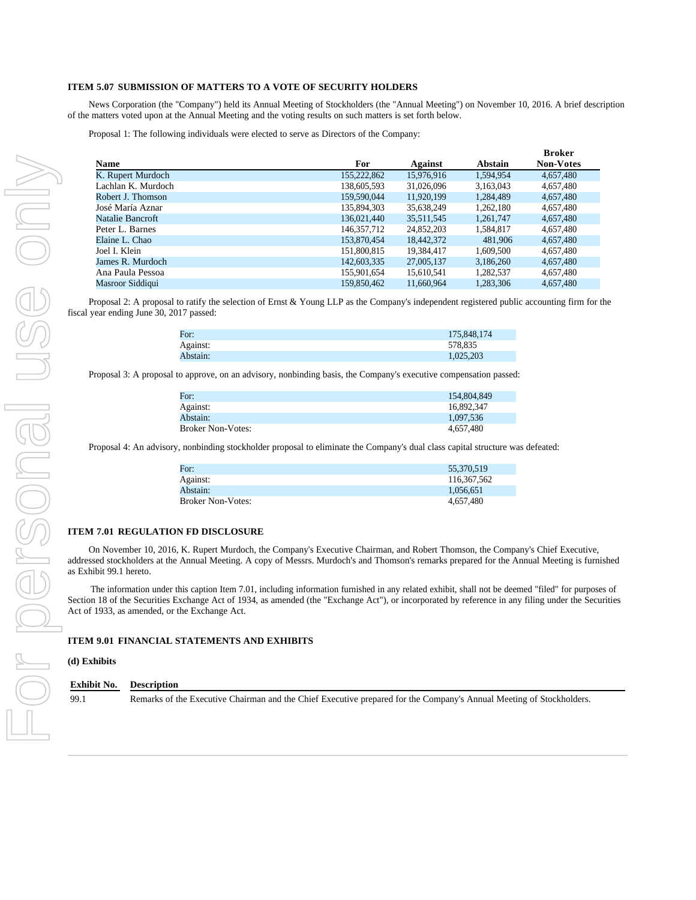### ITEM 5.07 SUBMISSION OF MATTERS TO A VOTE OF SECURITY HOLDERS

News Corporation (the "Company") held its Annual Meeting of Stockholders (the "Annual Meeting") on November 10, 2016. A brief description of the matters voted upon at the Annual Meeting and the voting results on such matters is set forth below.

Proposal 1: The following individuals were elected to serve as Directors of the Company:

| Name | For | Against | Abstain | Broker Non-Votes |
|---|---|---|---|---|
| K. Rupert Murdoch | 155,222,862 | 15,976,916 | 1,594,954 | 4,657,480 |
| Lachlan K. Murdoch | 138,605,593 | 31,026,096 | 3,163,043 | 4,657,480 |
| Robert J. Thomson | 159,590,044 | 11,920,199 | 1,284,489 | 4,657,480 |
| José María Aznar | 135,894,303 | 35,638,249 | 1,262,180 | 4,657,480 |
| Natalie Bancroft | 136,021,440 | 35,511,545 | 1,261,747 | 4,657,480 |
| Peter L. Barnes | 146,357,712 | 24,852,203 | 1,584,817 | 4,657,480 |
| Elaine L. Chao | 153,870,454 | 18,442,372 | 481,906 | 4,657,480 |
| Joel I. Klein | 151,800,815 | 19,384,417 | 1,609,500 | 4,657,480 |
| James R. Murdoch | 142,603,335 | 27,005,137 | 3,186,260 | 4,657,480 |
| Ana Paula Pessoa | 155,901,654 | 15,610,541 | 1,282,537 | 4,657,480 |
| Masroor Siddiqui | 159,850,462 | 11,660,964 | 1,283,306 | 4,657,480 |

Proposal 2: A proposal to ratify the selection of Ernst & Young LLP as the Company's independent registered public accounting firm for the fiscal year ending June 30, 2017 passed:

| | |
|---|---|
| For: | 175,848,174 |
| Against: | 578,835 |
| Abstain: | 1,025,203 |

Proposal 3: A proposal to approve, on an advisory, nonbinding basis, the Company's executive compensation passed:

| | |
|---|---|
| For: | 154,804,849 |
| Against: | 16,892,347 |
| Abstain: | 1,097,536 |
| Broker Non-Votes: | 4,657,480 |

Proposal 4: An advisory, nonbinding stockholder proposal to eliminate the Company's dual class capital structure was defeated:

| | |
|---|---|
| For: | 55,370,519 |
| Against: | 116,367,562 |
| Abstain: | 1,056,651 |
| Broker Non-Votes: | 4,657,480 |

### ITEM 7.01 REGULATION FD DISCLOSURE

On November 10, 2016, K. Rupert Murdoch, the Company's Executive Chairman, and Robert Thomson, the Company's Chief Executive, addressed stockholders at the Annual Meeting. A copy of Messrs. Murdoch's and Thomson's remarks prepared for the Annual Meeting is furnished as Exhibit 99.1 hereto.

The information under this caption Item 7.01, including information furnished in any related exhibit, shall not be deemed "filed" for purposes of Section 18 of the Securities Exchange Act of 1934, as amended (the "Exchange Act"), or incorporated by reference in any filing under the Securities Act of 1933, as amended, or the Exchange Act.

### ITEM 9.01 FINANCIAL STATEMENTS AND EXHIBITS

**(d) Exhibits**

| Exhibit No. | Description |
|---|---|
| 99.1 | Remarks of the Executive Chairman and the Chief Executive prepared for the Company's Annual Meeting of Stockholders. |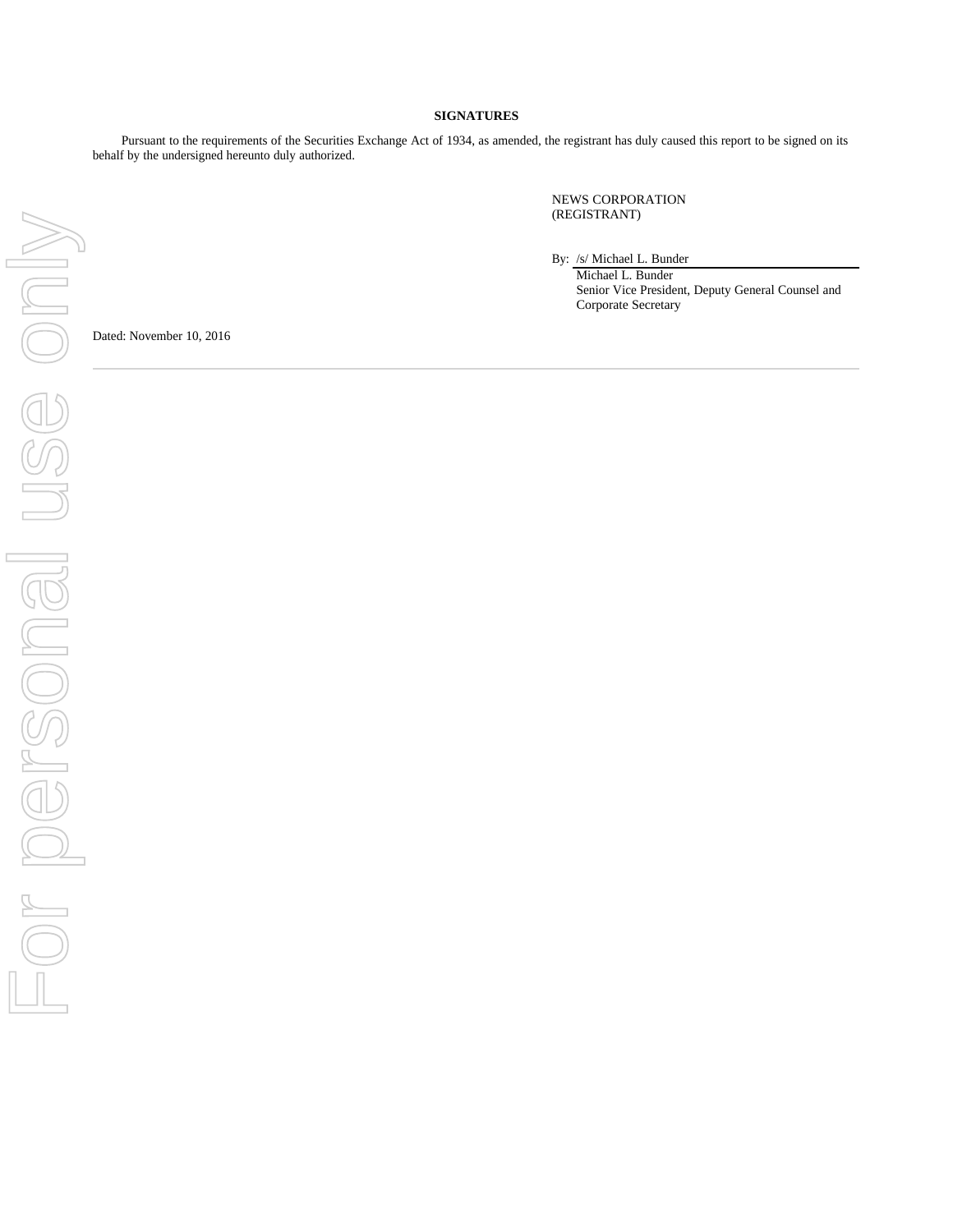**SIGNATURES**

Pursuant to the requirements of the Securities Exchange Act of 1934, as amended, the registrant has duly caused this report to be signed on its behalf by the undersigned hereunto duly authorized.

NEWS CORPORATION
(REGISTRANT)

By: /s/ Michael L. Bunder
Michael L. Bunder
Senior Vice President, Deputy General Counsel and Corporate Secretary

Dated: November 10, 2016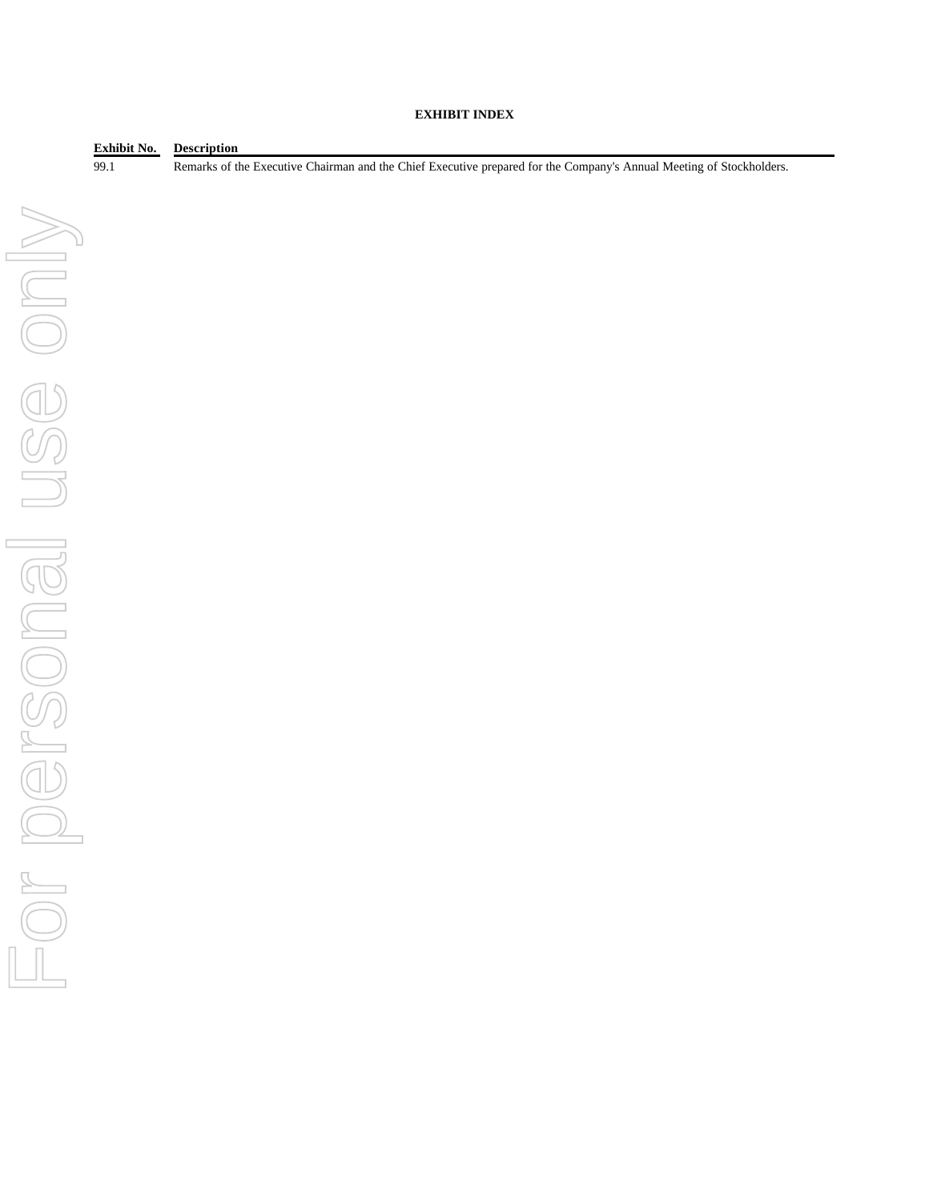**EXHIBIT INDEX**

| Exhibit No. | Description |
|---|---|
| 99.1 | Remarks of the Executive Chairman and the Chief Executive prepared for the Company's Annual Meeting of Stockholders. |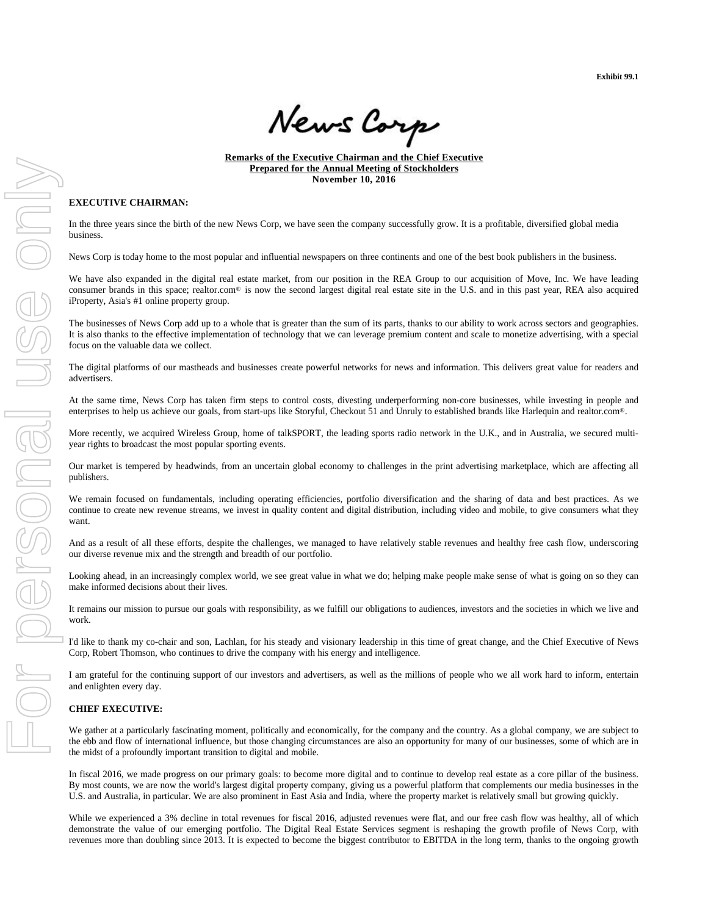Exhibit 99.1

News Corp

**Remarks of the Executive Chairman and the Chief Executive**
**Prepared for the Annual Meeting of Stockholders**
**November 10, 2016**

**EXECUTIVE CHAIRMAN:**

In the three years since the birth of the new News Corp, we have seen the company successfully grow. It is a profitable, diversified global media business.

News Corp is today home to the most popular and influential newspapers on three continents and one of the best book publishers in the business.

We have also expanded in the digital real estate market, from our position in the REA Group to our acquisition of Move, Inc. We have leading consumer brands in this space; realtor.com® is now the second largest digital real estate site in the U.S. and in this past year, REA also acquired iProperty, Asia's #1 online property group.

The businesses of News Corp add up to a whole that is greater than the sum of its parts, thanks to our ability to work across sectors and geographies. It is also thanks to the effective implementation of technology that we can leverage premium content and scale to monetize advertising, with a special focus on the valuable data we collect.

The digital platforms of our mastheads and businesses create powerful networks for news and information. This delivers great value for readers and advertisers.

At the same time, News Corp has taken firm steps to control costs, divesting underperforming non-core businesses, while investing in people and enterprises to help us achieve our goals, from start-ups like Storyful, Checkout 51 and Unruly to established brands like Harlequin and realtor.com®.

More recently, we acquired Wireless Group, home of talkSPORT, the leading sports radio network in the U.K., and in Australia, we secured multi-year rights to broadcast the most popular sporting events.

Our market is tempered by headwinds, from an uncertain global economy to challenges in the print advertising marketplace, which are affecting all publishers.

We remain focused on fundamentals, including operating efficiencies, portfolio diversification and the sharing of data and best practices. As we continue to create new revenue streams, we invest in quality content and digital distribution, including video and mobile, to give consumers what they want.

And as a result of all these efforts, despite the challenges, we managed to have relatively stable revenues and healthy free cash flow, underscoring our diverse revenue mix and the strength and breadth of our portfolio.

Looking ahead, in an increasingly complex world, we see great value in what we do; helping make people make sense of what is going on so they can make informed decisions about their lives.

It remains our mission to pursue our goals with responsibility, as we fulfill our obligations to audiences, investors and the societies in which we live and work.

I'd like to thank my co-chair and son, Lachlan, for his steady and visionary leadership in this time of great change, and the Chief Executive of News Corp, Robert Thomson, who continues to drive the company with his energy and intelligence.

I am grateful for the continuing support of our investors and advertisers, as well as the millions of people who we all work hard to inform, entertain and enlighten every day.

**CHIEF EXECUTIVE:**

We gather at a particularly fascinating moment, politically and economically, for the company and the country. As a global company, we are subject to the ebb and flow of international influence, but those changing circumstances are also an opportunity for many of our businesses, some of which are in the midst of a profoundly important transition to digital and mobile.

In fiscal 2016, we made progress on our primary goals: to become more digital and to continue to develop real estate as a core pillar of the business. By most counts, we are now the world's largest digital property company, giving us a powerful platform that complements our media businesses in the U.S. and Australia, in particular. We are also prominent in East Asia and India, where the property market is relatively small but growing quickly.

While we experienced a 3% decline in total revenues for fiscal 2016, adjusted revenues were flat, and our free cash flow was healthy, all of which demonstrate the value of our emerging portfolio. The Digital Real Estate Services segment is reshaping the growth profile of News Corp, with revenues more than doubling since 2013. It is expected to become the biggest contributor to EBITDA in the long term, thanks to the ongoing growth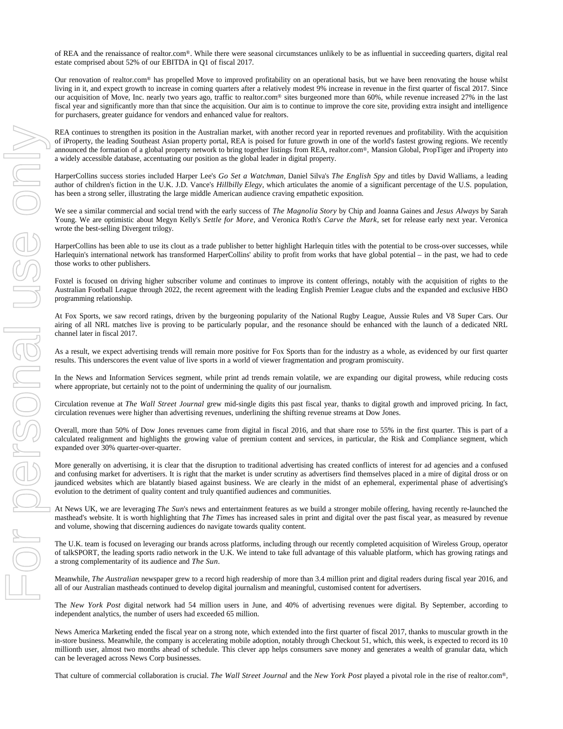of REA and the renaissance of realtor.com®. While there were seasonal circumstances unlikely to be as influential in succeeding quarters, digital real estate comprised about 52% of our EBITDA in Q1 of fiscal 2017.

Our renovation of realtor.com® has propelled Move to improved profitability on an operational basis, but we have been renovating the house whilst living in it, and expect growth to increase in coming quarters after a relatively modest 9% increase in revenue in the first quarter of fiscal 2017. Since our acquisition of Move, Inc. nearly two years ago, traffic to realtor.com® sites burgeoned more than 60%, while revenue increased 27% in the last fiscal year and significantly more than that since the acquisition. Our aim is to continue to improve the core site, providing extra insight and intelligence for purchasers, greater guidance for vendors and enhanced value for realtors.

REA continues to strengthen its position in the Australian market, with another record year in reported revenues and profitability. With the acquisition of iProperty, the leading Southeast Asian property portal, REA is poised for future growth in one of the world's fastest growing regions. We recently announced the formation of a global property network to bring together listings from REA, realtor.com®, Mansion Global, PropTiger and iProperty into a widely accessible database, accentuating our position as the global leader in digital property.

HarperCollins success stories included Harper Lee's *Go Set a Watchman*, Daniel Silva's *The English Spy* and titles by David Walliams, a leading author of children's fiction in the U.K. J.D. Vance's *Hillbilly Elegy*, which articulates the anomie of a significant percentage of the U.S. population, has been a strong seller, illustrating the large middle American audience craving empathetic exposition.

We see a similar commercial and social trend with the early success of *The Magnolia Story* by Chip and Joanna Gaines and *Jesus Always* by Sarah Young. We are optimistic about Megyn Kelly's *Settle for More*, and Veronica Roth's *Carve the Mark*, set for release early next year. Veronica wrote the best-selling Divergent trilogy.

HarperCollins has been able to use its clout as a trade publisher to better highlight Harlequin titles with the potential to be cross-over successes, while Harlequin's international network has transformed HarperCollins' ability to profit from works that have global potential – in the past, we had to cede those works to other publishers.

Foxtel is focused on driving higher subscriber volume and continues to improve its content offerings, notably with the acquisition of rights to the Australian Football League through 2022, the recent agreement with the leading English Premier League clubs and the expanded and exclusive HBO programming relationship.

At Fox Sports, we saw record ratings, driven by the burgeoning popularity of the National Rugby League, Aussie Rules and V8 Super Cars. Our airing of all NRL matches live is proving to be particularly popular, and the resonance should be enhanced with the launch of a dedicated NRL channel later in fiscal 2017.

As a result, we expect advertising trends will remain more positive for Fox Sports than for the industry as a whole, as evidenced by our first quarter results. This underscores the event value of live sports in a world of viewer fragmentation and program promiscuity.

In the News and Information Services segment, while print ad trends remain volatile, we are expanding our digital prowess, while reducing costs where appropriate, but certainly not to the point of undermining the quality of our journalism.

Circulation revenue at *The Wall Street Journal* grew mid-single digits this past fiscal year, thanks to digital growth and improved pricing. In fact, circulation revenues were higher than advertising revenues, underlining the shifting revenue streams at Dow Jones.

Overall, more than 50% of Dow Jones revenues came from digital in fiscal 2016, and that share rose to 55% in the first quarter. This is part of a calculated realignment and highlights the growing value of premium content and services, in particular, the Risk and Compliance segment, which expanded over 30% quarter-over-quarter.

More generally on advertising, it is clear that the disruption to traditional advertising has created conflicts of interest for ad agencies and a confused and confusing market for advertisers. It is right that the market is under scrutiny as advertisers find themselves placed in a mire of digital dross or on jaundiced websites which are blatantly biased against business. We are clearly in the midst of an ephemeral, experimental phase of advertising's evolution to the detriment of quality content and truly quantified audiences and communities.

At News UK, we are leveraging *The Sun*'s news and entertainment features as we build a stronger mobile offering, having recently re-launched the masthead's website. It is worth highlighting that *The Times* has increased sales in print and digital over the past fiscal year, as measured by revenue and volume, showing that discerning audiences do navigate towards quality content.

The U.K. team is focused on leveraging our brands across platforms, including through our recently completed acquisition of Wireless Group, operator of talkSPORT, the leading sports radio network in the U.K. We intend to take full advantage of this valuable platform, which has growing ratings and a strong complementarity of its audience and *The Sun*.

Meanwhile, *The Australian* newspaper grew to a record high readership of more than 3.4 million print and digital readers during fiscal year 2016, and all of our Australian mastheads continued to develop digital journalism and meaningful, customised content for advertisers.

The *New York Post* digital network had 54 million users in June, and 40% of advertising revenues were digital. By September, according to independent analytics, the number of users had exceeded 65 million.

News America Marketing ended the fiscal year on a strong note, which extended into the first quarter of fiscal 2017, thanks to muscular growth in the in-store business. Meanwhile, the company is accelerating mobile adoption, notably through Checkout 51, which, this week, is expected to record its 10 millionth user, almost two months ahead of schedule. This clever app helps consumers save money and generates a wealth of granular data, which can be leveraged across News Corp businesses.

That culture of commercial collaboration is crucial. *The Wall Street Journal* and the *New York Post* played a pivotal role in the rise of realtor.com®,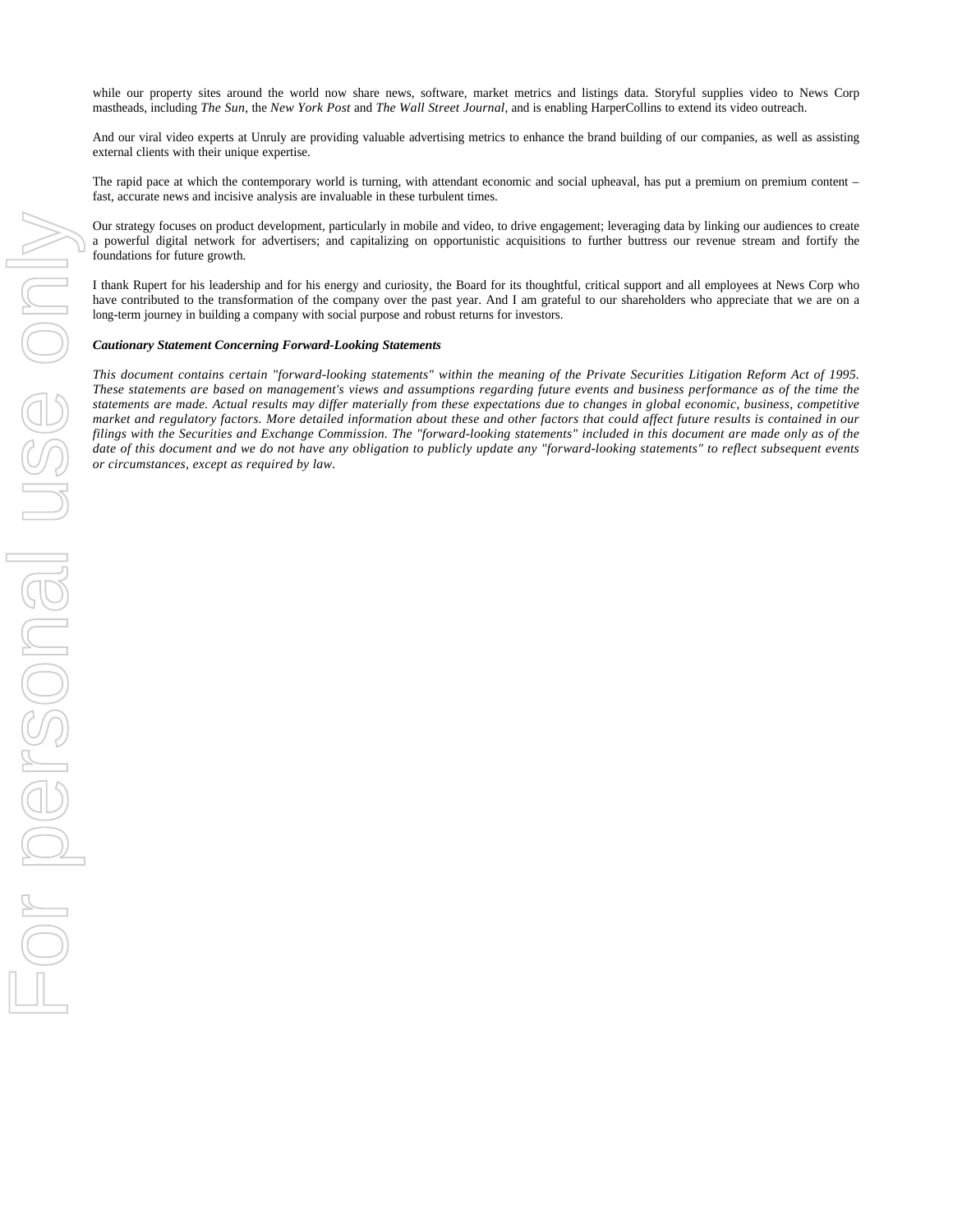while our property sites around the world now share news, software, market metrics and listings data. Storyful supplies video to News Corp mastheads, including *The Sun*, the *New York Post* and *The Wall Street Journal*, and is enabling HarperCollins to extend its video outreach.

And our viral video experts at Unruly are providing valuable advertising metrics to enhance the brand building of our companies, as well as assisting external clients with their unique expertise.

The rapid pace at which the contemporary world is turning, with attendant economic and social upheaval, has put a premium on premium content – fast, accurate news and incisive analysis are invaluable in these turbulent times.

Our strategy focuses on product development, particularly in mobile and video, to drive engagement; leveraging data by linking our audiences to create a powerful digital network for advertisers; and capitalizing on opportunistic acquisitions to further buttress our revenue stream and fortify the foundations for future growth.

I thank Rupert for his leadership and for his energy and curiosity, the Board for its thoughtful, critical support and all employees at News Corp who have contributed to the transformation of the company over the past year. And I am grateful to our shareholders who appreciate that we are on a long-term journey in building a company with social purpose and robust returns for investors.

***Cautionary Statement Concerning Forward-Looking Statements***

*This document contains certain "forward-looking statements" within the meaning of the Private Securities Litigation Reform Act of 1995. These statements are based on management's views and assumptions regarding future events and business performance as of the time the statements are made. Actual results may differ materially from these expectations due to changes in global economic, business, competitive market and regulatory factors. More detailed information about these and other factors that could affect future results is contained in our filings with the Securities and Exchange Commission. The "forward-looking statements" included in this document are made only as of the date of this document and we do not have any obligation to publicly update any "forward-looking statements" to reflect subsequent events or circumstances, except as required by law.*